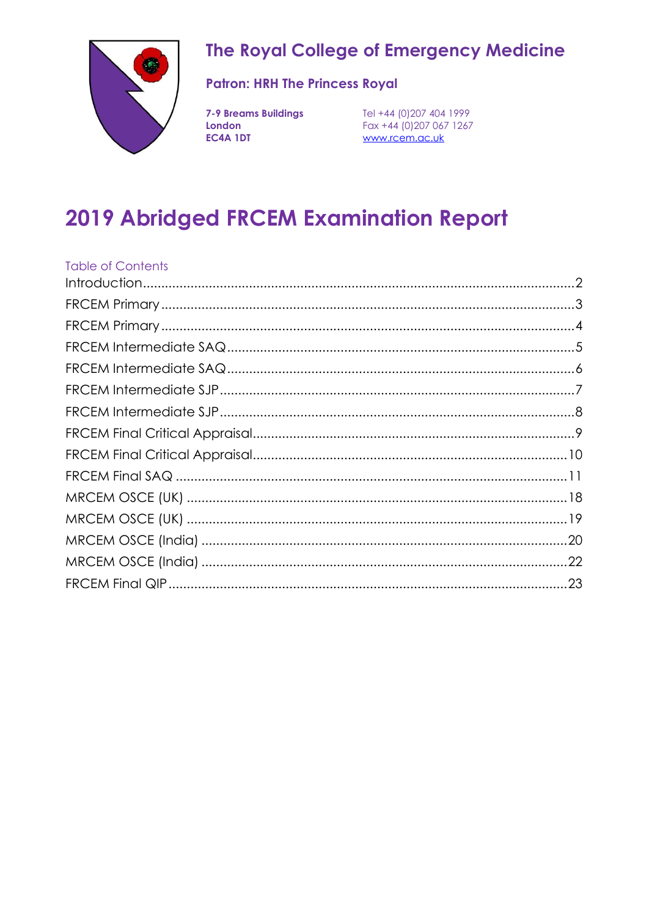# The Royal College of Emergency Medicine

**Patron: HRH The Princess Royal**

**7-9 Breams Buildings**
**London**
**EC4A 1DT**

Tel +44 (0)207 404 1999
Fax +44 (0)207 067 1267
www.rcem.ac.uk

# 2019 Abridged FRCEM Examination Report

## Table of Contents

- Introduction ..... 2
- FRCEM Primary ..... 3
- FRCEM Primary ..... 4
- FRCEM Intermediate SAQ ..... 5
- FRCEM Intermediate SAQ ..... 6
- FRCEM Intermediate SJP ..... 7
- FRCEM Intermediate SJP ..... 8
- FRCEM Final Critical Appraisal ..... 9
- FRCEM Final Critical Appraisal ..... 10
- FRCEM Final SAQ ..... 11
- MRCEM OSCE (UK) ..... 18
- MRCEM OSCE (UK) ..... 19
- MRCEM OSCE (India) ..... 20
- MRCEM OSCE (India) ..... 22
- FRCEM Final QIP ..... 23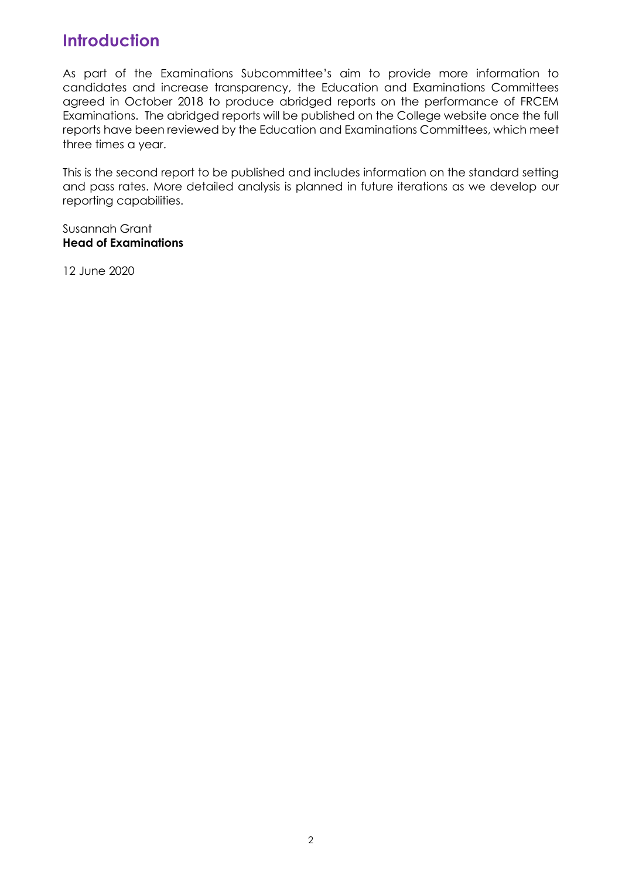# Introduction

As part of the Examinations Subcommittee's aim to provide more information to candidates and increase transparency, the Education and Examinations Committees agreed in October 2018 to produce abridged reports on the performance of FRCEM Examinations. The abridged reports will be published on the College website once the full reports have been reviewed by the Education and Examinations Committees, which meet three times a year.

This is the second report to be published and includes information on the standard setting and pass rates. More detailed analysis is planned in future iterations as we develop our reporting capabilities.

Susannah Grant
**Head of Examinations**

12 June 2020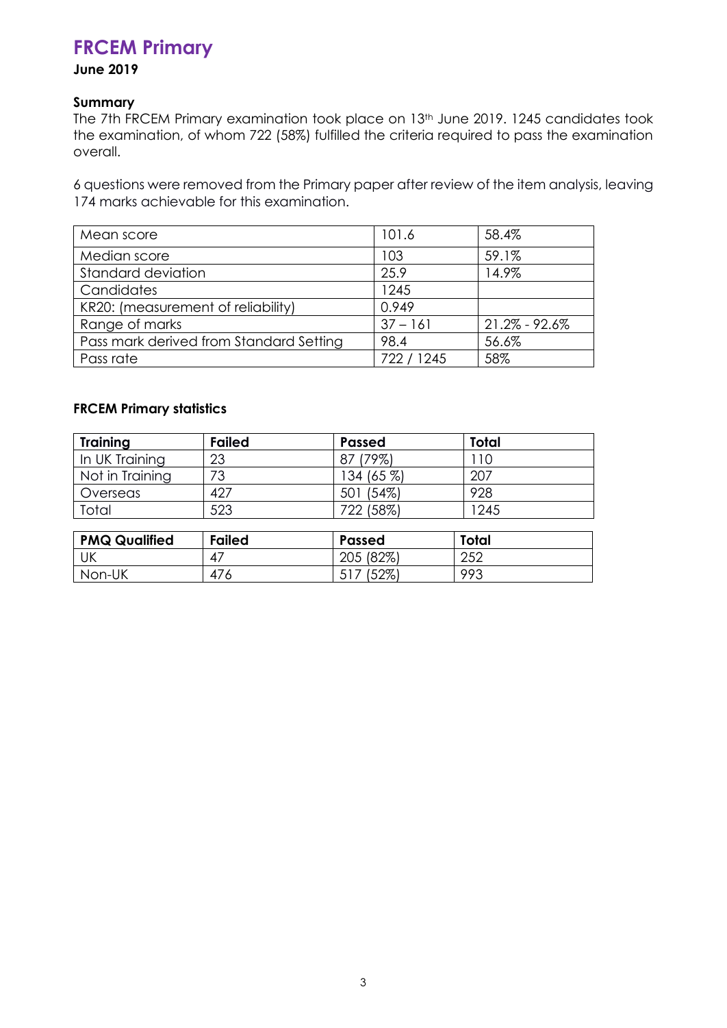# FRCEM Primary

**June 2019**

### Summary

The 7th FRCEM Primary examination took place on 13th June 2019. 1245 candidates took the examination, of whom 722 (58%) fulfilled the criteria required to pass the examination overall.

6 questions were removed from the Primary paper after review of the item analysis, leaving 174 marks achievable for this examination.

| | | |
|---|---|---|
| Mean score | 101.6 | 58.4% |
| Median score | 103 | 59.1% |
| Standard deviation | 25.9 | 14.9% |
| Candidates | 1245 | |
| KR20: (measurement of reliability) | 0.949 | |
| Range of marks | 37 – 161 | 21.2% - 92.6% |
| Pass mark derived from Standard Setting | 98.4 | 56.6% |
| Pass rate | 722 / 1245 | 58% |

### FRCEM Primary statistics

| Training | Failed | Passed | Total |
|---|---|---|---|
| In UK Training | 23 | 87 (79%) | 110 |
| Not in Training | 73 | 134 (65 %) | 207 |
| Overseas | 427 | 501 (54%) | 928 |
| Total | 523 | 722 (58%) | 1245 |

| PMQ Qualified | Failed | Passed | Total |
|---|---|---|---|
| UK | 47 | 205 (82%) | 252 |
| Non-UK | 476 | 517 (52%) | 993 |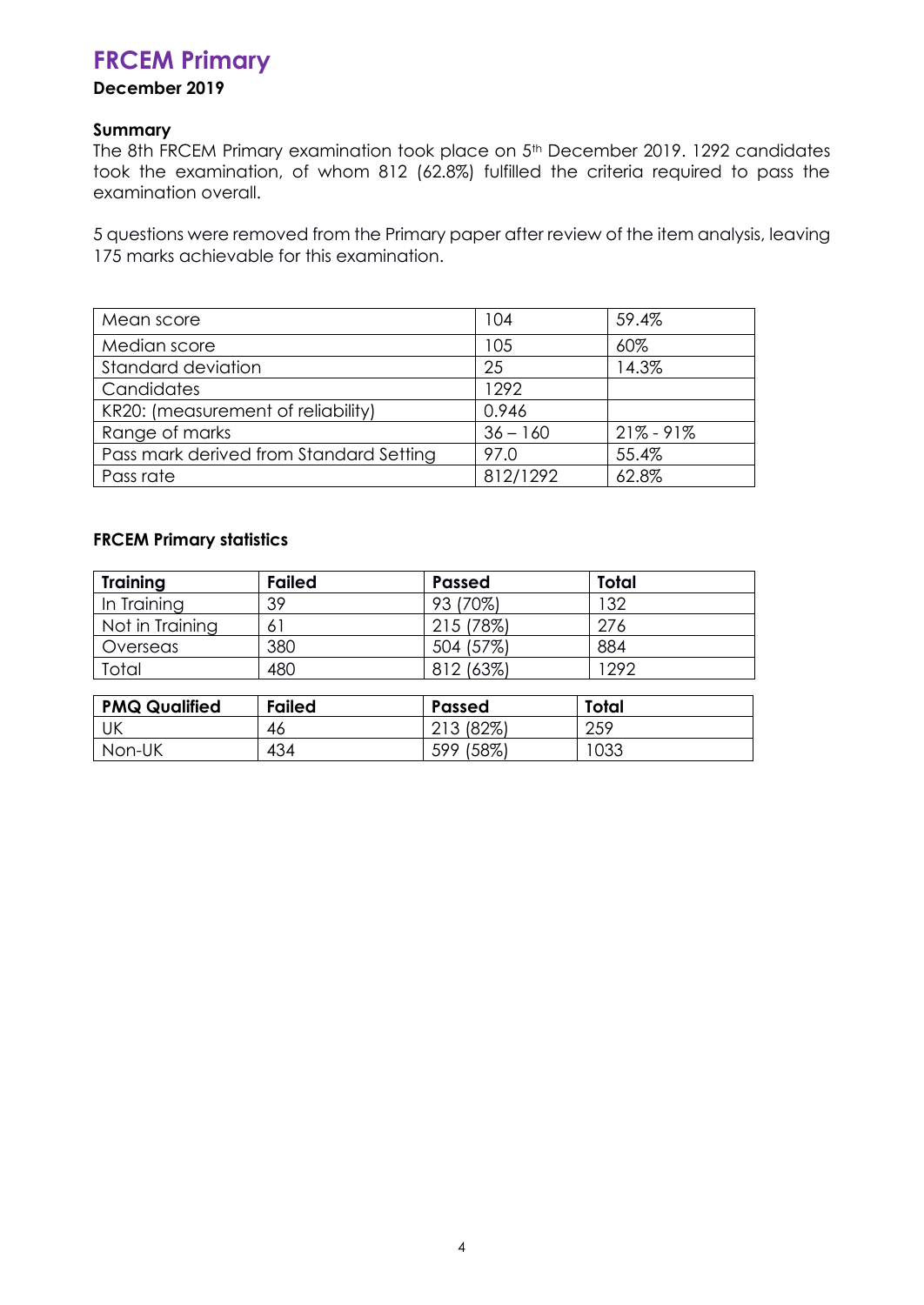# FRCEM Primary

**December 2019**

**Summary**

The 8th FRCEM Primary examination took place on 5th December 2019. 1292 candidates took the examination, of whom 812 (62.8%) fulfilled the criteria required to pass the examination overall.

5 questions were removed from the Primary paper after review of the item analysis, leaving 175 marks achievable for this examination.

| | | |
|---|---|---|
| Mean score | 104 | 59.4% |
| Median score | 105 | 60% |
| Standard deviation | 25 | 14.3% |
| Candidates | 1292 | |
| KR20: (measurement of reliability) | 0.946 | |
| Range of marks | 36 – 160 | 21% - 91% |
| Pass mark derived from Standard Setting | 97.0 | 55.4% |
| Pass rate | 812/1292 | 62.8% |

**FRCEM Primary statistics**

| Training | Failed | Passed | Total |
|---|---|---|---|
| In Training | 39 | 93 (70%) | 132 |
| Not in Training | 61 | 215 (78%) | 276 |
| Overseas | 380 | 504 (57%) | 884 |
| Total | 480 | 812 (63%) | 1292 |

| PMQ Qualified | Failed | Passed | Total |
|---|---|---|---|
| UK | 46 | 213 (82%) | 259 |
| Non-UK | 434 | 599 (58%) | 1033 |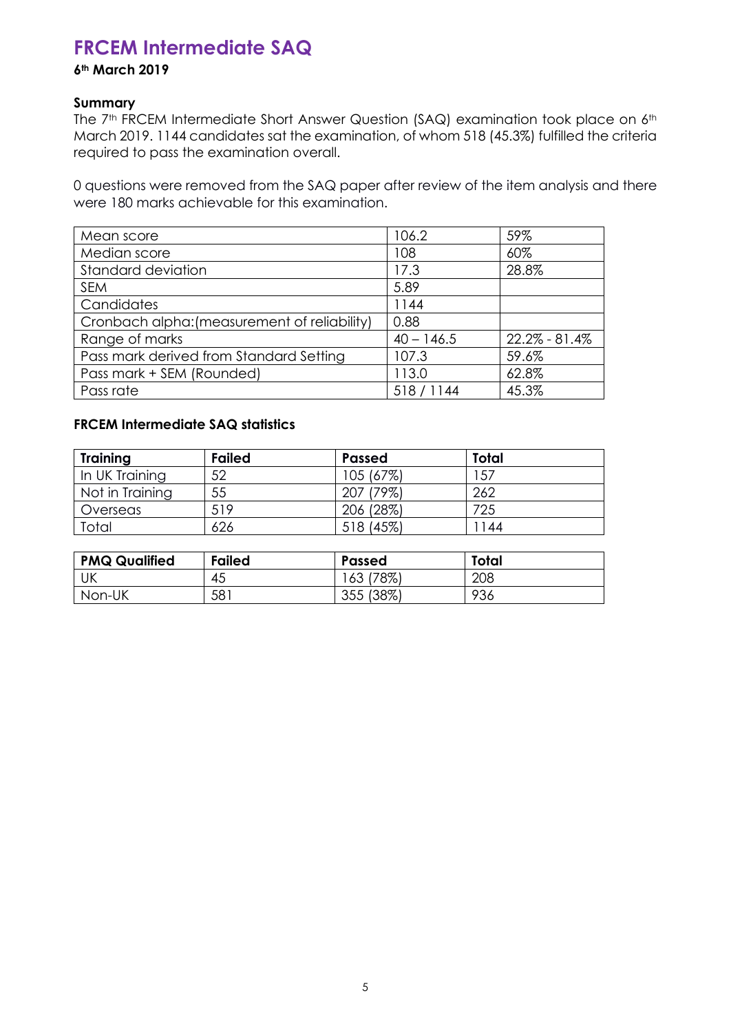# FRCEM Intermediate SAQ

**6th March 2019**

### Summary

The 7th FRCEM Intermediate Short Answer Question (SAQ) examination took place on 6th March 2019. 1144 candidates sat the examination, of whom 518 (45.3%) fulfilled the criteria required to pass the examination overall.

0 questions were removed from the SAQ paper after review of the item analysis and there were 180 marks achievable for this examination.

| | | |
|---|---|---|
| Mean score | 106.2 | 59% |
| Median score | 108 | 60% |
| Standard deviation | 17.3 | 28.8% |
| SEM | 5.89 | |
| Candidates | 1144 | |
| Cronbach alpha:(measurement of reliability) | 0.88 | |
| Range of marks | 40 – 146.5 | 22.2% - 81.4% |
| Pass mark derived from Standard Setting | 107.3 | 59.6% |
| Pass mark + SEM (Rounded) | 113.0 | 62.8% |
| Pass rate | 518 / 1144 | 45.3% |

### FRCEM Intermediate SAQ statistics

| Training | Failed | Passed | Total |
|---|---|---|---|
| In UK Training | 52 | 105 (67%) | 157 |
| Not in Training | 55 | 207 (79%) | 262 |
| Overseas | 519 | 206 (28%) | 725 |
| Total | 626 | 518 (45%) | 1144 |

| PMQ Qualified | Failed | Passed | Total |
|---|---|---|---|
| UK | 45 | 163 (78%) | 208 |
| Non-UK | 581 | 355 (38%) | 936 |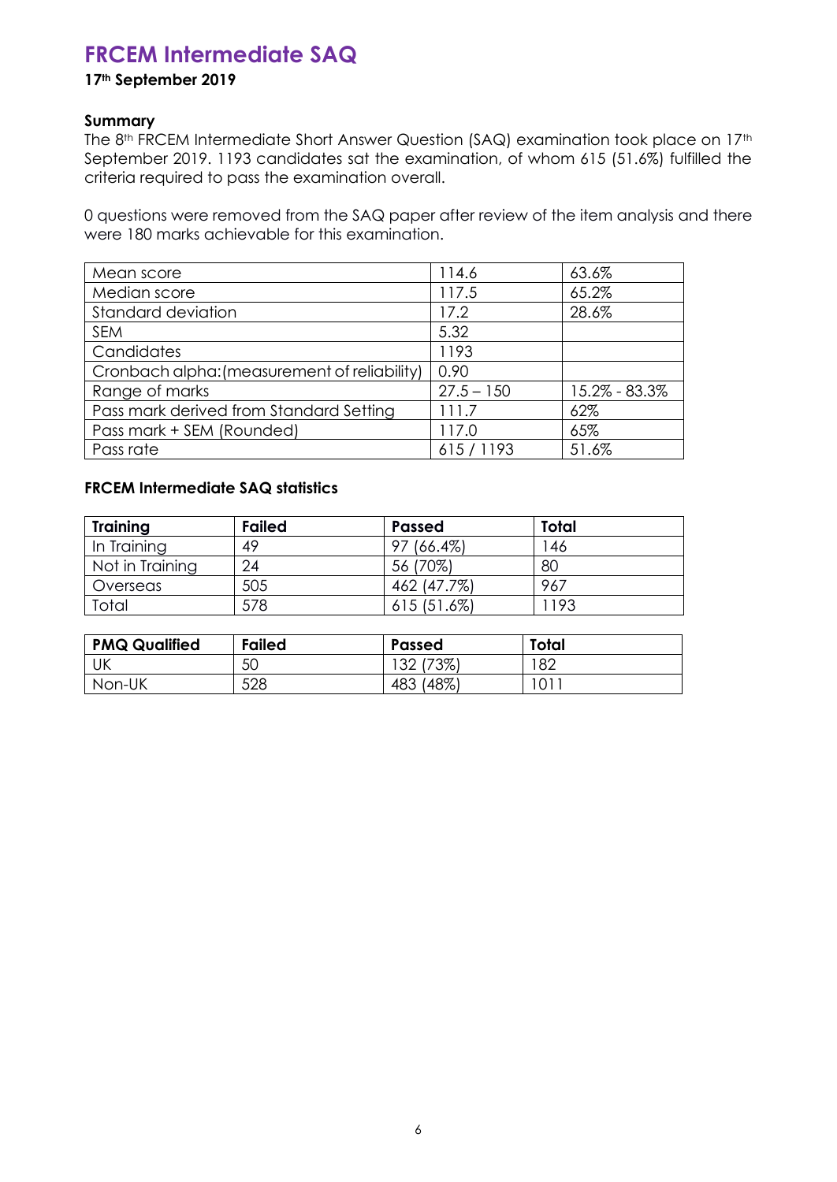# FRCEM Intermediate SAQ

**17th September 2019**

### Summary

The 8th FRCEM Intermediate Short Answer Question (SAQ) examination took place on 17th September 2019. 1193 candidates sat the examination, of whom 615 (51.6%) fulfilled the criteria required to pass the examination overall.

0 questions were removed from the SAQ paper after review of the item analysis and there were 180 marks achievable for this examination.

| | | |
|---|---|---|
| Mean score | 114.6 | 63.6% |
| Median score | 117.5 | 65.2% |
| Standard deviation | 17.2 | 28.6% |
| SEM | 5.32 | |
| Candidates | 1193 | |
| Cronbach alpha:(measurement of reliability) | 0.90 | |
| Range of marks | 27.5 – 150 | 15.2% - 83.3% |
| Pass mark derived from Standard Setting | 111.7 | 62% |
| Pass mark + SEM (Rounded) | 117.0 | 65% |
| Pass rate | 615 / 1193 | 51.6% |

### FRCEM Intermediate SAQ statistics

| Training | Failed | Passed | Total |
|---|---|---|---|
| In Training | 49 | 97 (66.4%) | 146 |
| Not in Training | 24 | 56 (70%) | 80 |
| Overseas | 505 | 462 (47.7%) | 967 |
| Total | 578 | 615 (51.6%) | 1193 |

| PMQ Qualified | Failed | Passed | Total |
|---|---|---|---|
| UK | 50 | 132 (73%) | 182 |
| Non-UK | 528 | 483 (48%) | 1011 |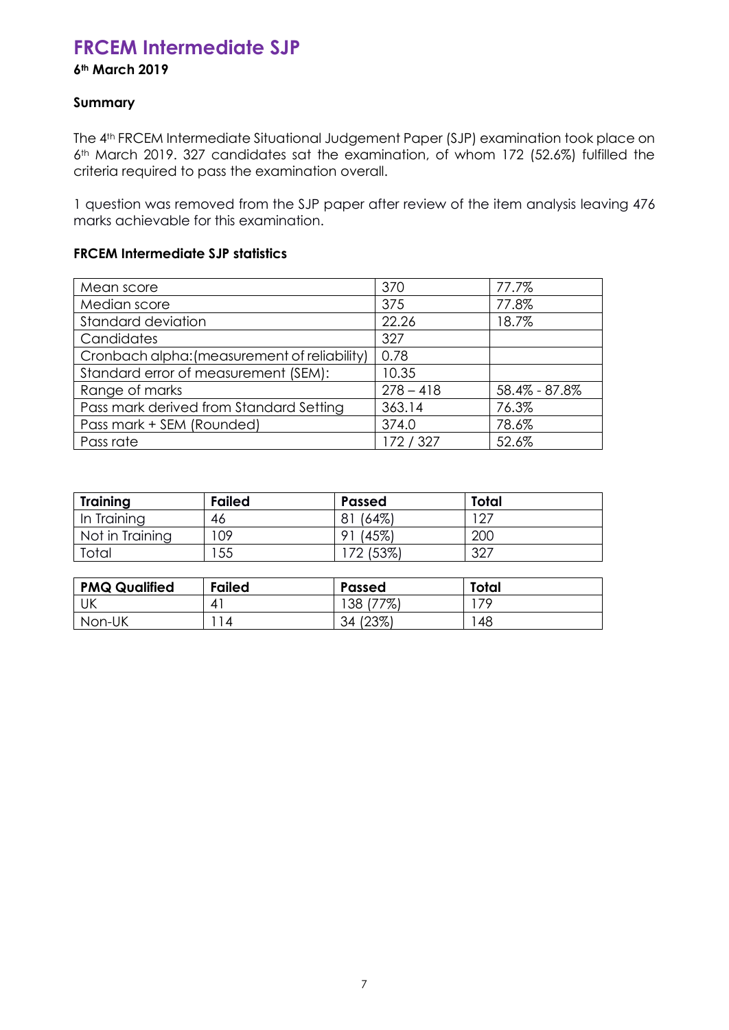# FRCEM Intermediate SJP

**6th March 2019**

**Summary**

The 4th FRCEM Intermediate Situational Judgement Paper (SJP) examination took place on 6th March 2019. 327 candidates sat the examination, of whom 172 (52.6%) fulfilled the criteria required to pass the examination overall.

1 question was removed from the SJP paper after review of the item analysis leaving 476 marks achievable for this examination.

**FRCEM Intermediate SJP statistics**

| | | |
|---|---|---|
| Mean score | 370 | 77.7% |
| Median score | 375 | 77.8% |
| Standard deviation | 22.26 | 18.7% |
| Candidates | 327 | |
| Cronbach alpha:(measurement of reliability) | 0.78 | |
| Standard error of measurement (SEM): | 10.35 | |
| Range of marks | 278 – 418 | 58.4% - 87.8% |
| Pass mark derived from Standard Setting | 363.14 | 76.3% |
| Pass mark + SEM (Rounded) | 374.0 | 78.6% |
| Pass rate | 172 / 327 | 52.6% |

| Training | Failed | Passed | Total |
|---|---|---|---|
| In Training | 46 | 81 (64%) | 127 |
| Not in Training | 109 | 91 (45%) | 200 |
| Total | 155 | 172 (53%) | 327 |

| PMQ Qualified | Failed | Passed | Total |
|---|---|---|---|
| UK | 41 | 138 (77%) | 179 |
| Non-UK | 114 | 34 (23%) | 148 |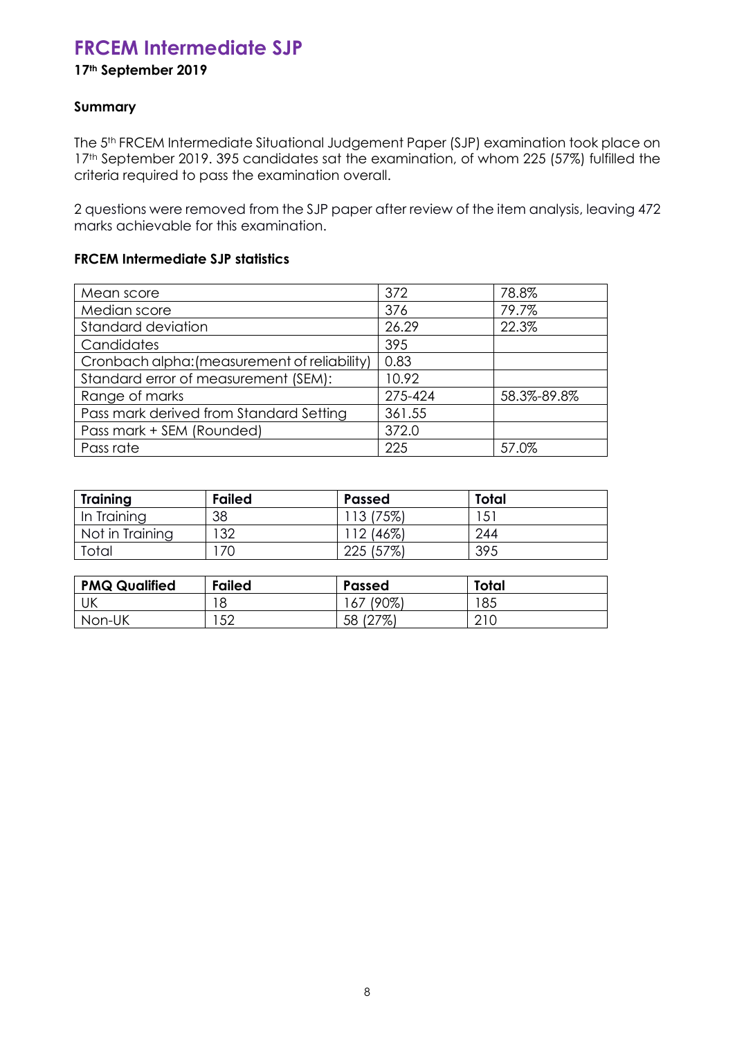# FRCEM Intermediate SJP

**17th September 2019**

### Summary

The 5th FRCEM Intermediate Situational Judgement Paper (SJP) examination took place on 17th September 2019. 395 candidates sat the examination, of whom 225 (57%) fulfilled the criteria required to pass the examination overall.

2 questions were removed from the SJP paper after review of the item analysis, leaving 472 marks achievable for this examination.

### FRCEM Intermediate SJP statistics

| | | |
|---|---|---|
| Mean score | 372 | 78.8% |
| Median score | 376 | 79.7% |
| Standard deviation | 26.29 | 22.3% |
| Candidates | 395 | |
| Cronbach alpha:(measurement of reliability) | 0.83 | |
| Standard error of measurement (SEM): | 10.92 | |
| Range of marks | 275-424 | 58.3%-89.8% |
| Pass mark derived from Standard Setting | 361.55 | |
| Pass mark + SEM (Rounded) | 372.0 | |
| Pass rate | 225 | 57.0% |

| Training | Failed | Passed | Total |
|---|---|---|---|
| In Training | 38 | 113 (75%) | 151 |
| Not in Training | 132 | 112 (46%) | 244 |
| Total | 170 | 225 (57%) | 395 |

| PMQ Qualified | Failed | Passed | Total |
|---|---|---|---|
| UK | 18 | 167 (90%) | 185 |
| Non-UK | 152 | 58 (27%) | 210 |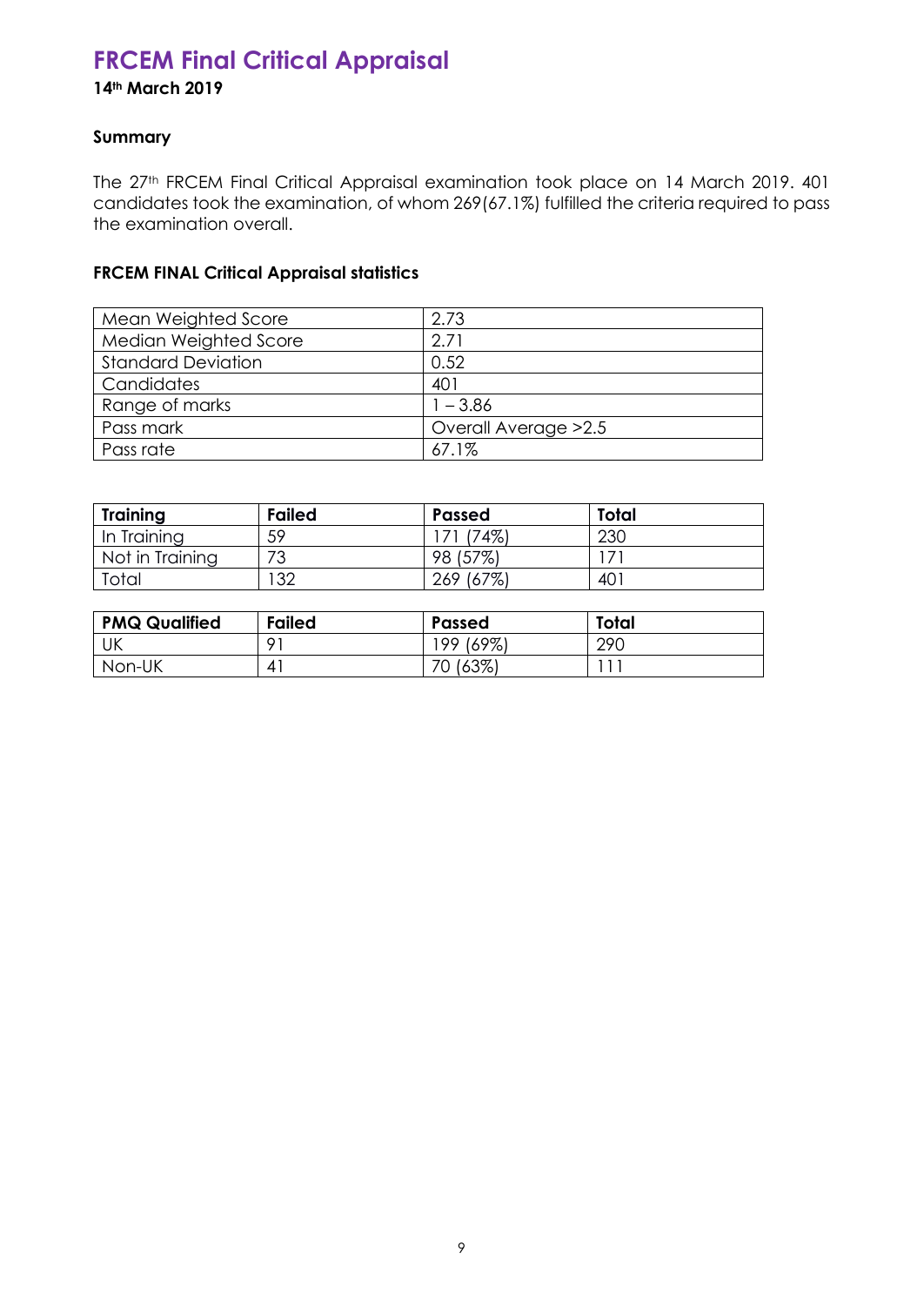# FRCEM Final Critical Appraisal

**14th March 2019**

### Summary

The 27th FRCEM Final Critical Appraisal examination took place on 14 March 2019. 401 candidates took the examination, of whom 269(67.1%) fulfilled the criteria required to pass the examination overall.

### FRCEM FINAL Critical Appraisal statistics

| | |
|---|---|
| Mean Weighted Score | 2.73 |
| Median Weighted Score | 2.71 |
| Standard Deviation | 0.52 |
| Candidates | 401 |
| Range of marks | 1 – 3.86 |
| Pass mark | Overall Average >2.5 |
| Pass rate | 67.1% |

| Training | Failed | Passed | Total |
|---|---|---|---|
| In Training | 59 | 171 (74%) | 230 |
| Not in Training | 73 | 98 (57%) | 171 |
| Total | 132 | 269 (67%) | 401 |

| PMQ Qualified | Failed | Passed | Total |
|---|---|---|---|
| UK | 91 | 199 (69%) | 290 |
| Non-UK | 41 | 70 (63%) | 111 |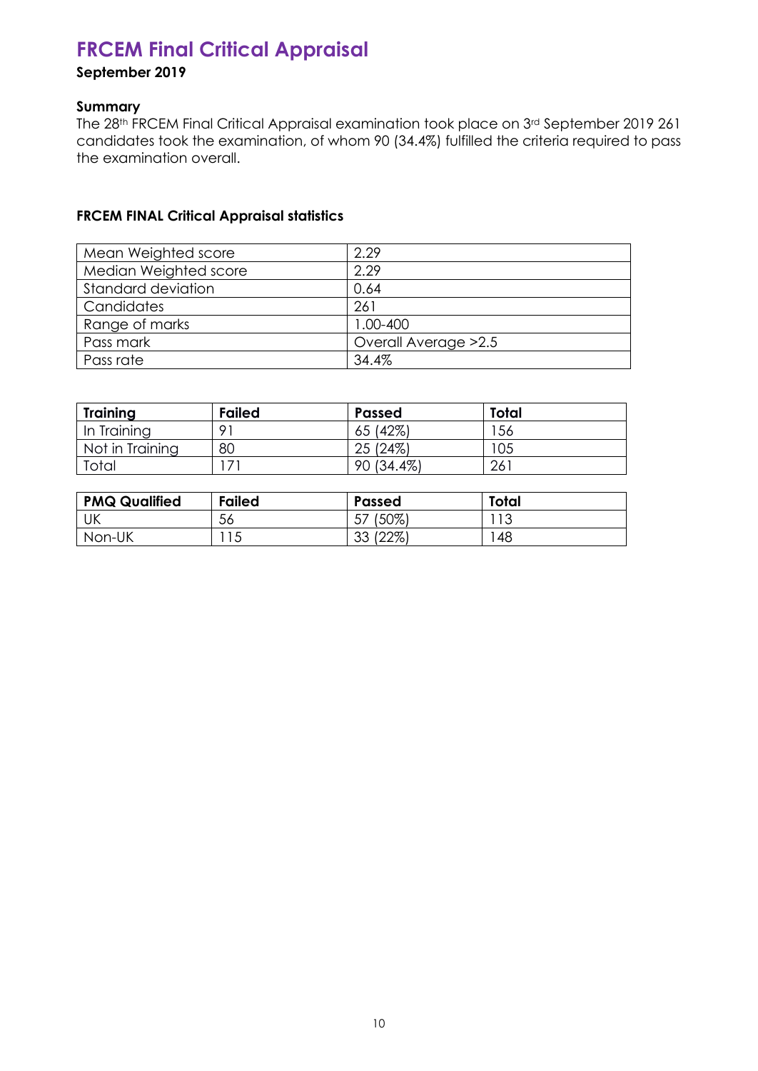# FRCEM Final Critical Appraisal

**September 2019**

### Summary

The 28th FRCEM Final Critical Appraisal examination took place on 3rd September 2019 261 candidates took the examination, of whom 90 (34.4%) fulfilled the criteria required to pass the examination overall.

### FRCEM FINAL Critical Appraisal statistics

| | |
|---|---|
| Mean Weighted score | 2.29 |
| Median Weighted score | 2.29 |
| Standard deviation | 0.64 |
| Candidates | 261 |
| Range of marks | 1.00-400 |
| Pass mark | Overall Average >2.5 |
| Pass rate | 34.4% |

| Training | Failed | Passed | Total |
|---|---|---|---|
| In Training | 91 | 65 (42%) | 156 |
| Not in Training | 80 | 25 (24%) | 105 |
| Total | 171 | 90 (34.4%) | 261 |

| PMQ Qualified | Failed | Passed | Total |
|---|---|---|---|
| UK | 56 | 57 (50%) | 113 |
| Non-UK | 115 | 33 (22%) | 148 |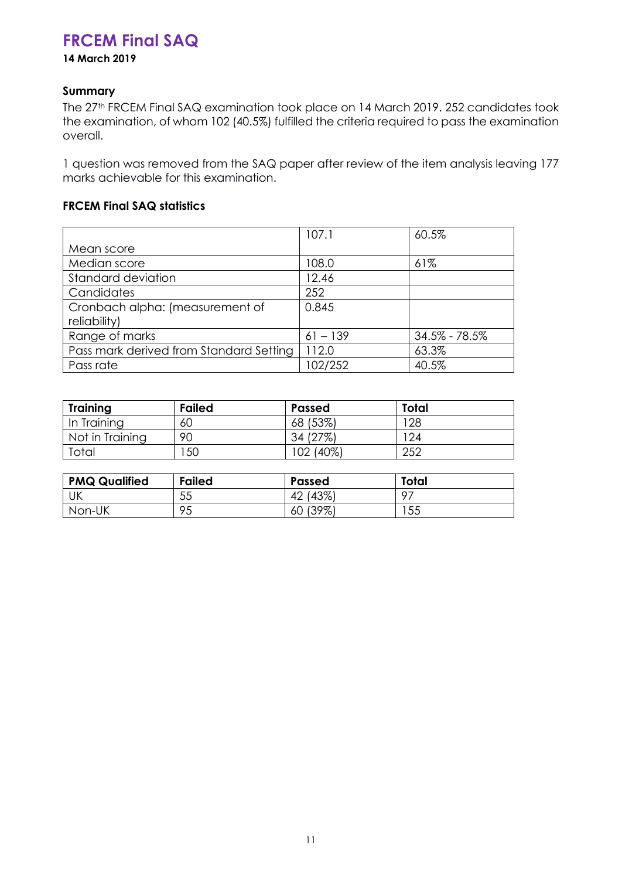# FRCEM Final SAQ

**14 March 2019**

### Summary

The 27th FRCEM Final SAQ examination took place on 14 March 2019. 252 candidates took the examination, of whom 102 (40.5%) fulfilled the criteria required to pass the examination overall.

1 question was removed from the SAQ paper after review of the item analysis leaving 177 marks achievable for this examination.

### FRCEM Final SAQ statistics

| | | |
|---|---|---|
| Mean score | 107.1 | 60.5% |
| Median score | 108.0 | 61% |
| Standard deviation | 12.46 | |
| Candidates | 252 | |
| Cronbach alpha: (measurement of reliability) | 0.845 | |
| Range of marks | 61 – 139 | 34.5% - 78.5% |
| Pass mark derived from Standard Setting | 112.0 | 63.3% |
| Pass rate | 102/252 | 40.5% |

| Training | Failed | Passed | Total |
|---|---|---|---|
| In Training | 60 | 68 (53%) | 128 |
| Not in Training | 90 | 34 (27%) | 124 |
| Total | 150 | 102 (40%) | 252 |

| PMQ Qualified | Failed | Passed | Total |
|---|---|---|---|
| UK | 55 | 42 (43%) | 97 |
| Non-UK | 95 | 60 (39%) | 155 |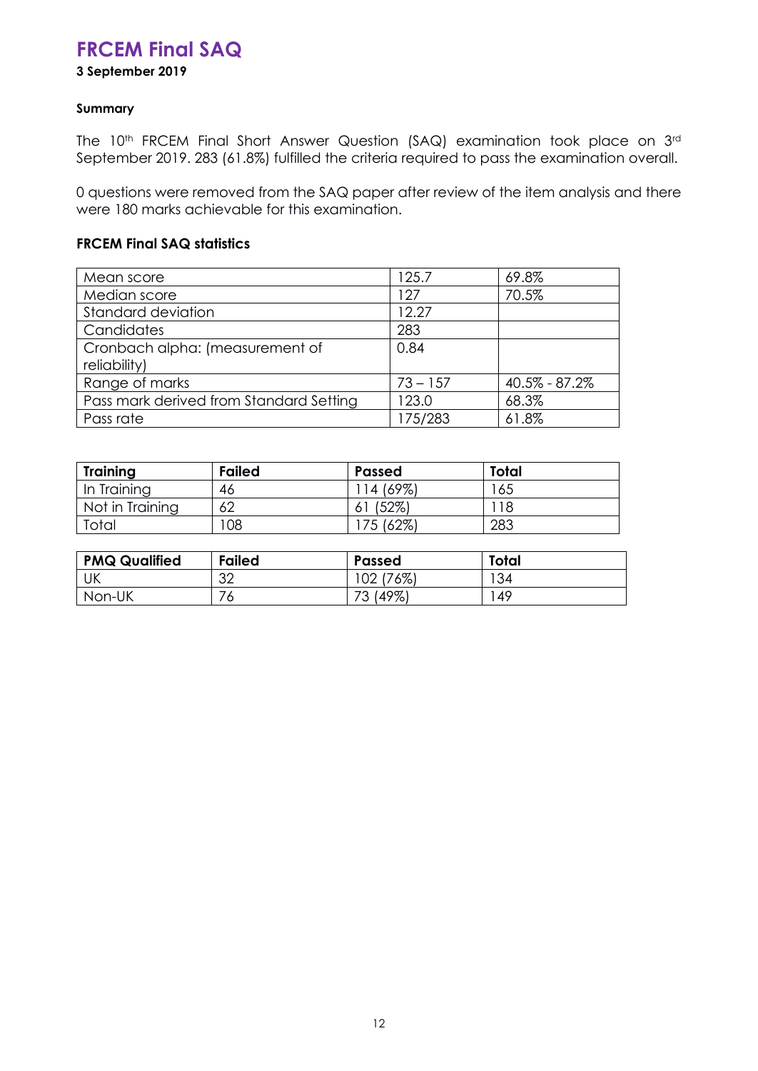# FRCEM Final SAQ

**3 September 2019**

**Summary**

The 10th FRCEM Final Short Answer Question (SAQ) examination took place on 3rd September 2019. 283 (61.8%) fulfilled the criteria required to pass the examination overall.

0 questions were removed from the SAQ paper after review of the item analysis and there were 180 marks achievable for this examination.

**FRCEM Final SAQ statistics**

| | | |
|---|---|---|
| Mean score | 125.7 | 69.8% |
| Median score | 127 | 70.5% |
| Standard deviation | 12.27 | |
| Candidates | 283 | |
| Cronbach alpha: (measurement of reliability) | 0.84 | |
| Range of marks | 73 – 157 | 40.5% - 87.2% |
| Pass mark derived from Standard Setting | 123.0 | 68.3% |
| Pass rate | 175/283 | 61.8% |

| Training | Failed | Passed | Total |
|---|---|---|---|
| In Training | 46 | 114 (69%) | 165 |
| Not in Training | 62 | 61 (52%) | 118 |
| Total | 108 | 175 (62%) | 283 |

| PMQ Qualified | Failed | Passed | Total |
|---|---|---|---|
| UK | 32 | 102 (76%) | 134 |
| Non-UK | 76 | 73 (49%) | 149 |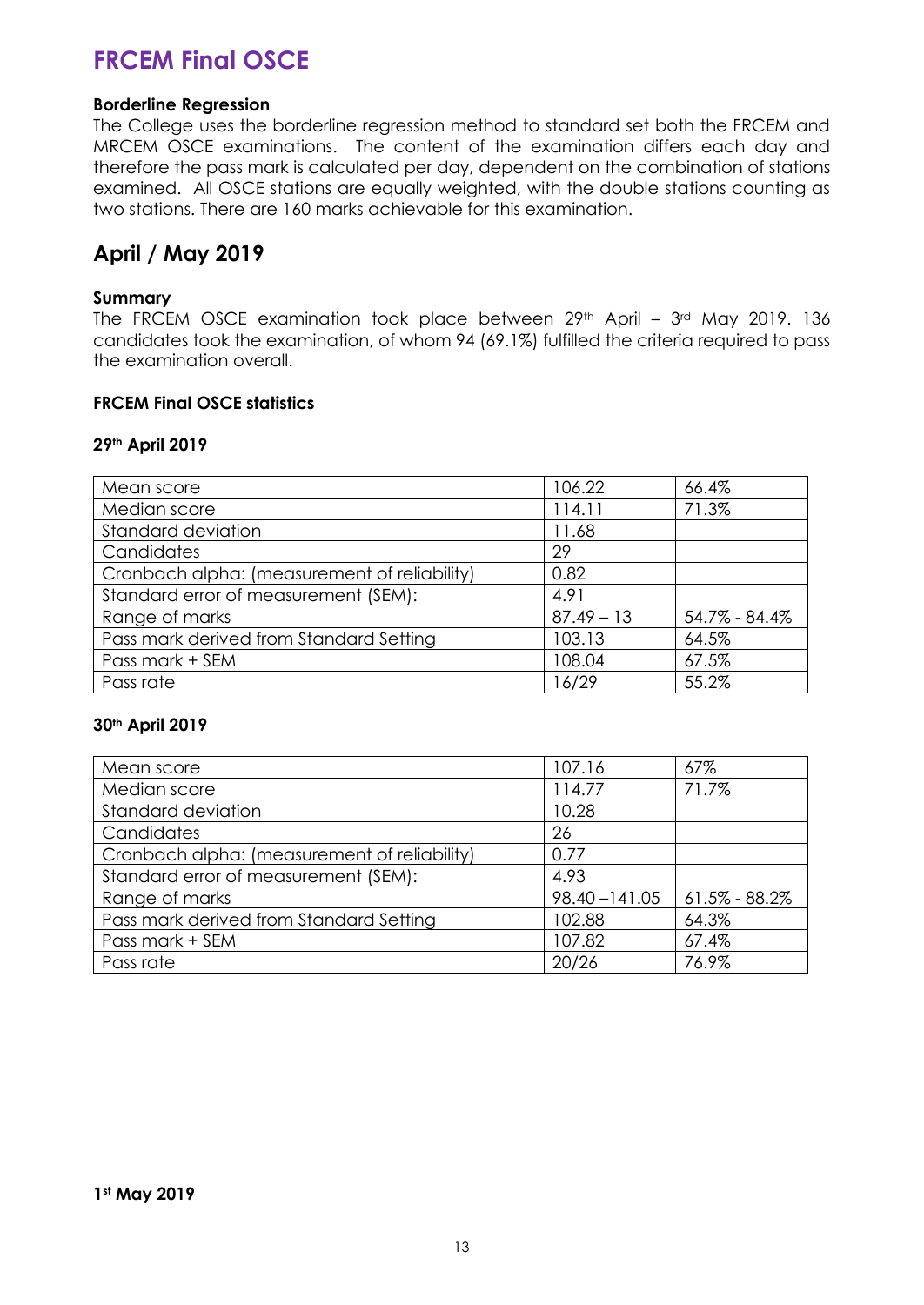# FRCEM Final OSCE

**Borderline Regression**

The College uses the borderline regression method to standard set both the FRCEM and MRCEM OSCE examinations. The content of the examination differs each day and therefore the pass mark is calculated per day, dependent on the combination of stations examined. All OSCE stations are equally weighted, with the double stations counting as two stations. There are 160 marks achievable for this examination.

## April / May 2019

**Summary**

The FRCEM OSCE examination took place between 29th April – 3rd May 2019. 136 candidates took the examination, of whom 94 (69.1%) fulfilled the criteria required to pass the examination overall.

**FRCEM Final OSCE statistics**

**29th April 2019**

| | | |
|---|---|---|
| Mean score | 106.22 | 66.4% |
| Median score | 114.11 | 71.3% |
| Standard deviation | 11.68 | |
| Candidates | 29 | |
| Cronbach alpha: (measurement of reliability) | 0.82 | |
| Standard error of measurement (SEM): | 4.91 | |
| Range of marks | 87.49 – 13 | 54.7% - 84.4% |
| Pass mark derived from Standard Setting | 103.13 | 64.5% |
| Pass mark + SEM | 108.04 | 67.5% |
| Pass rate | 16/29 | 55.2% |

**30th April 2019**

| | | |
|---|---|---|
| Mean score | 107.16 | 67% |
| Median score | 114.77 | 71.7% |
| Standard deviation | 10.28 | |
| Candidates | 26 | |
| Cronbach alpha: (measurement of reliability) | 0.77 | |
| Standard error of measurement (SEM): | 4.93 | |
| Range of marks | 98.40 –141.05 | 61.5% - 88.2% |
| Pass mark derived from Standard Setting | 102.88 | 64.3% |
| Pass mark + SEM | 107.82 | 67.4% |
| Pass rate | 20/26 | 76.9% |

**1st May 2019**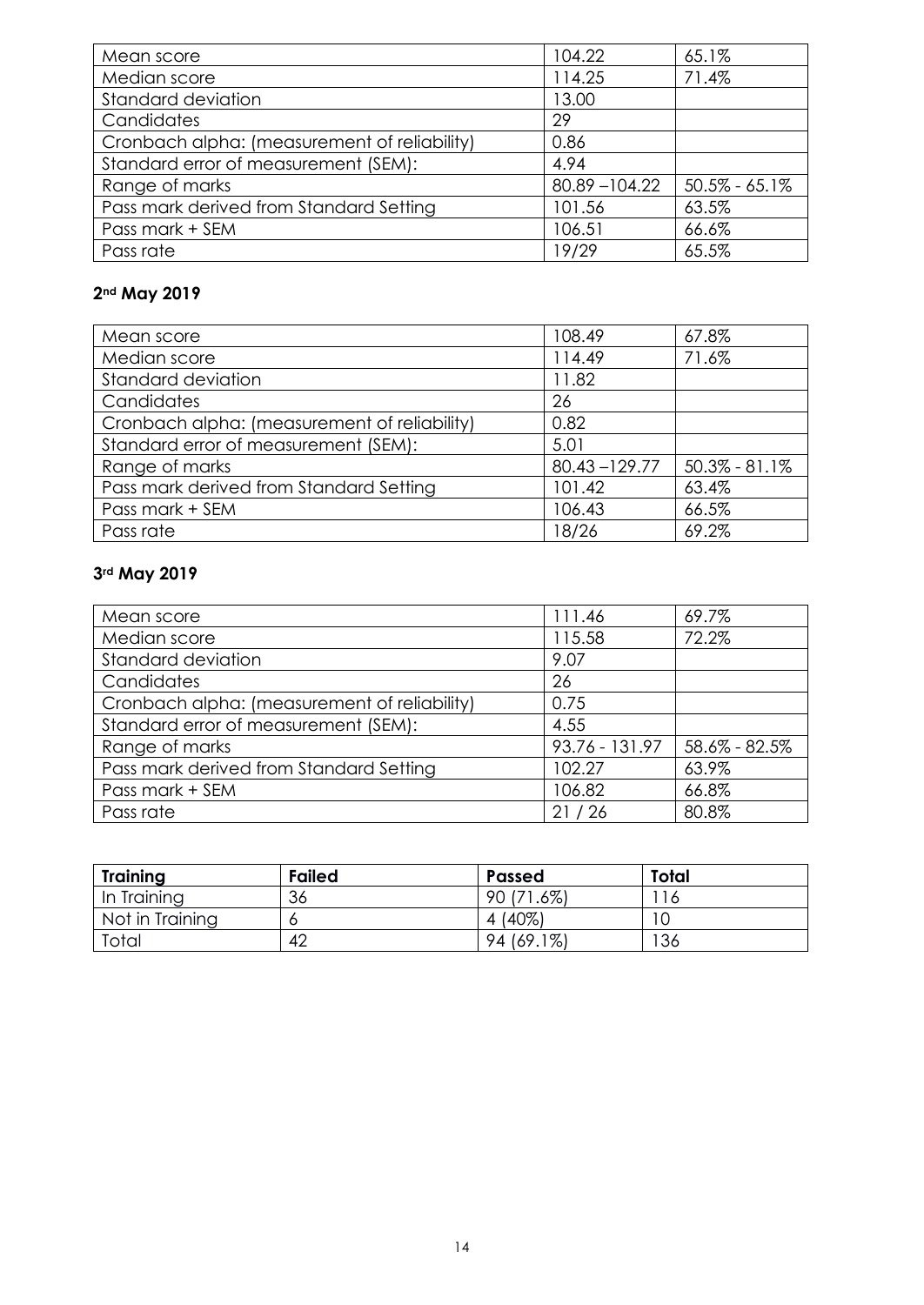| Mean score | 104.22 | 65.1% |
|---|---|---|
| Median score | 114.25 | 71.4% |
| Standard deviation | 13.00 | |
| Candidates | 29 | |
| Cronbach alpha: (measurement of reliability) | 0.86 | |
| Standard error of measurement (SEM): | 4.94 | |
| Range of marks | 80.89 –104.22 | 50.5% - 65.1% |
| Pass mark derived from Standard Setting | 101.56 | 63.5% |
| Pass mark + SEM | 106.51 | 66.6% |
| Pass rate | 19/29 | 65.5% |

**2nd May 2019**

| Mean score | 108.49 | 67.8% |
|---|---|---|
| Median score | 114.49 | 71.6% |
| Standard deviation | 11.82 | |
| Candidates | 26 | |
| Cronbach alpha: (measurement of reliability) | 0.82 | |
| Standard error of measurement (SEM): | 5.01 | |
| Range of marks | 80.43 –129.77 | 50.3% - 81.1% |
| Pass mark derived from Standard Setting | 101.42 | 63.4% |
| Pass mark + SEM | 106.43 | 66.5% |
| Pass rate | 18/26 | 69.2% |

**3rd May 2019**

| Mean score | 111.46 | 69.7% |
|---|---|---|
| Median score | 115.58 | 72.2% |
| Standard deviation | 9.07 | |
| Candidates | 26 | |
| Cronbach alpha: (measurement of reliability) | 0.75 | |
| Standard error of measurement (SEM): | 4.55 | |
| Range of marks | 93.76 - 131.97 | 58.6% - 82.5% |
| Pass mark derived from Standard Setting | 102.27 | 63.9% |
| Pass mark + SEM | 106.82 | 66.8% |
| Pass rate | 21 / 26 | 80.8% |

| **Training** | **Failed** | **Passed** | **Total** |
|---|---|---|---|
| In Training | 36 | 90 (71.6%) | 116 |
| Not in Training | 6 | 4 (40%) | 10 |
| Total | 42 | 94 (69.1%) | 136 |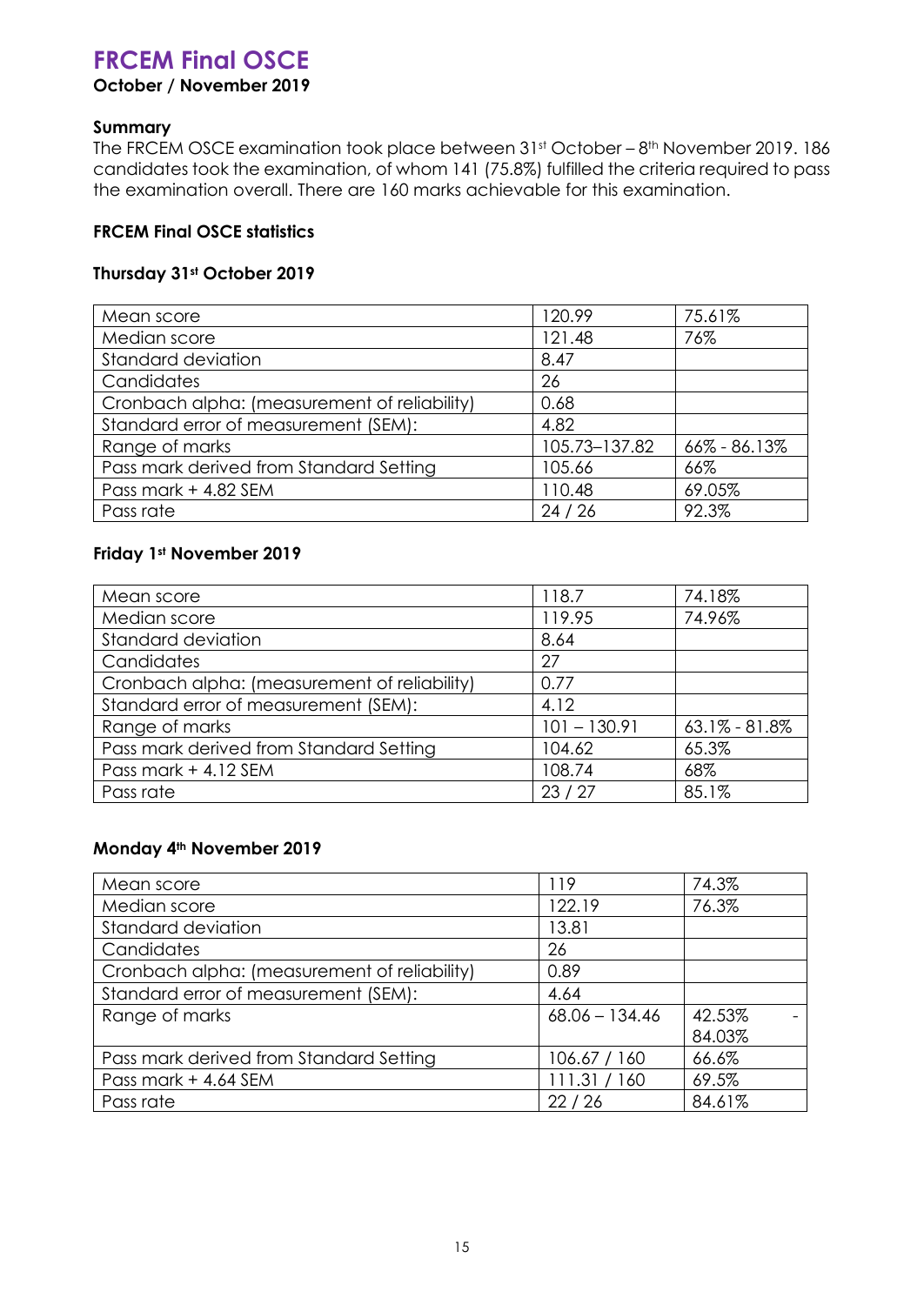# FRCEM Final OSCE

**October / November 2019**

### Summary

The FRCEM OSCE examination took place between 31st October – 8th November 2019. 186 candidates took the examination, of whom 141 (75.8%) fulfilled the criteria required to pass the examination overall. There are 160 marks achievable for this examination.

### FRCEM Final OSCE statistics

#### Thursday 31st October 2019

| | | |
|---|---|---|
| Mean score | 120.99 | 75.61% |
| Median score | 121.48 | 76% |
| Standard deviation | 8.47 | |
| Candidates | 26 | |
| Cronbach alpha: (measurement of reliability) | 0.68 | |
| Standard error of measurement (SEM): | 4.82 | |
| Range of marks | 105.73–137.82 | 66% - 86.13% |
| Pass mark derived from Standard Setting | 105.66 | 66% |
| Pass mark + 4.82 SEM | 110.48 | 69.05% |
| Pass rate | 24 / 26 | 92.3% |

#### Friday 1st November 2019

| | | |
|---|---|---|
| Mean score | 118.7 | 74.18% |
| Median score | 119.95 | 74.96% |
| Standard deviation | 8.64 | |
| Candidates | 27 | |
| Cronbach alpha: (measurement of reliability) | 0.77 | |
| Standard error of measurement (SEM): | 4.12 | |
| Range of marks | 101 – 130.91 | 63.1% - 81.8% |
| Pass mark derived from Standard Setting | 104.62 | 65.3% |
| Pass mark + 4.12 SEM | 108.74 | 68% |
| Pass rate | 23 / 27 | 85.1% |

#### Monday 4th November 2019

| | | |
|---|---|---|
| Mean score | 119 | 74.3% |
| Median score | 122.19 | 76.3% |
| Standard deviation | 13.81 | |
| Candidates | 26 | |
| Cronbach alpha: (measurement of reliability) | 0.89 | |
| Standard error of measurement (SEM): | 4.64 | |
| Range of marks | 68.06 – 134.46 | 42.53% - 84.03% |
| Pass mark derived from Standard Setting | 106.67 / 160 | 66.6% |
| Pass mark + 4.64 SEM | 111.31 / 160 | 69.5% |
| Pass rate | 22 / 26 | 84.61% |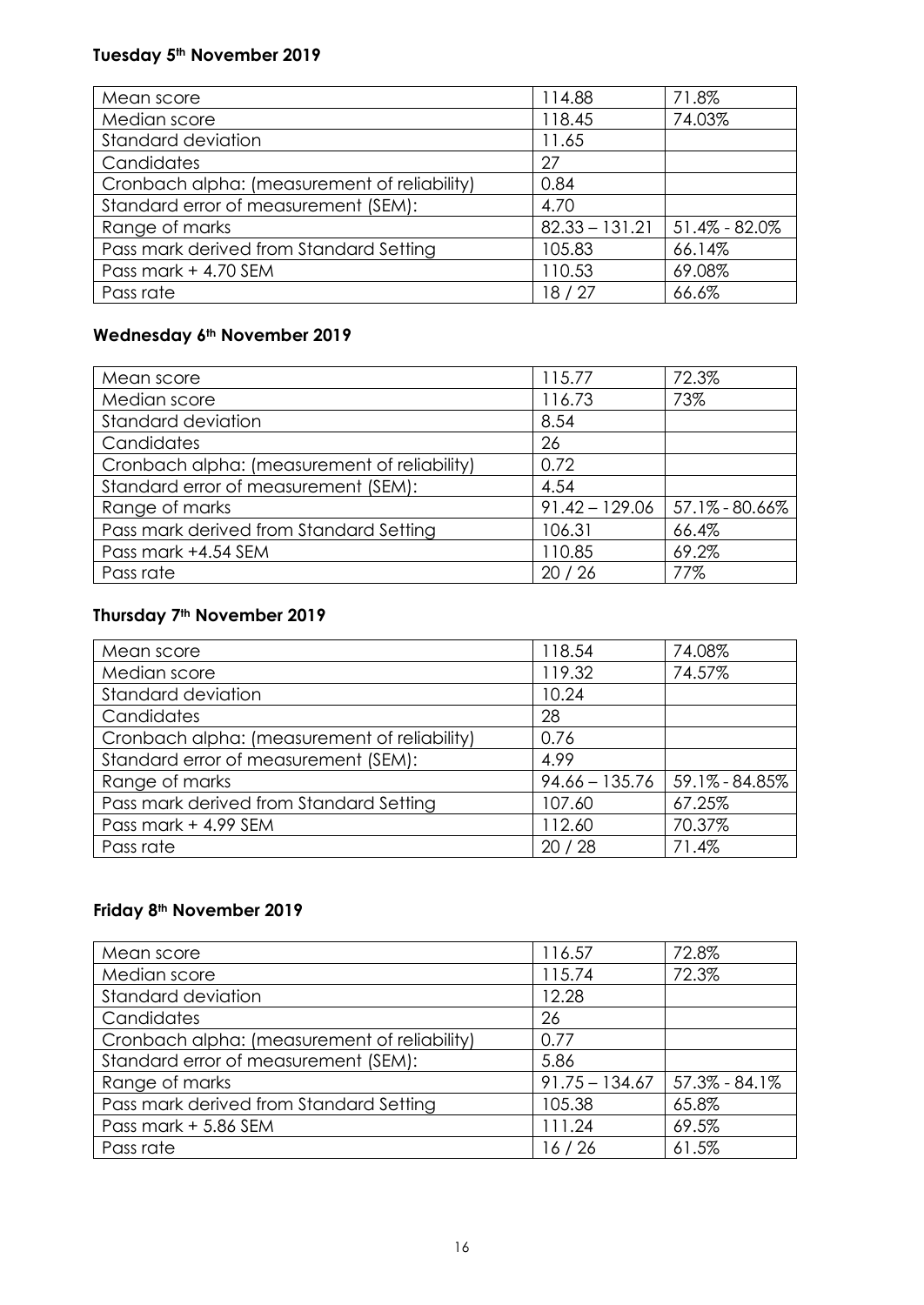### Tuesday 5th November 2019

| | | |
|---|---|---|
| Mean score | 114.88 | 71.8% |
| Median score | 118.45 | 74.03% |
| Standard deviation | 11.65 | |
| Candidates | 27 | |
| Cronbach alpha: (measurement of reliability) | 0.84 | |
| Standard error of measurement (SEM): | 4.70 | |
| Range of marks | 82.33 – 131.21 | 51.4% - 82.0% |
| Pass mark derived from Standard Setting | 105.83 | 66.14% |
| Pass mark + 4.70 SEM | 110.53 | 69.08% |
| Pass rate | 18 / 27 | 66.6% |

### Wednesday 6th November 2019

| | | |
|---|---|---|
| Mean score | 115.77 | 72.3% |
| Median score | 116.73 | 73% |
| Standard deviation | 8.54 | |
| Candidates | 26 | |
| Cronbach alpha: (measurement of reliability) | 0.72 | |
| Standard error of measurement (SEM): | 4.54 | |
| Range of marks | 91.42 – 129.06 | 57.1% - 80.66% |
| Pass mark derived from Standard Setting | 106.31 | 66.4% |
| Pass mark +4.54 SEM | 110.85 | 69.2% |
| Pass rate | 20 / 26 | 77% |

### Thursday 7th November 2019

| | | |
|---|---|---|
| Mean score | 118.54 | 74.08% |
| Median score | 119.32 | 74.57% |
| Standard deviation | 10.24 | |
| Candidates | 28 | |
| Cronbach alpha: (measurement of reliability) | 0.76 | |
| Standard error of measurement (SEM): | 4.99 | |
| Range of marks | 94.66 – 135.76 | 59.1% - 84.85% |
| Pass mark derived from Standard Setting | 107.60 | 67.25% |
| Pass mark + 4.99 SEM | 112.60 | 70.37% |
| Pass rate | 20 / 28 | 71.4% |

### Friday 8th November 2019

| | | |
|---|---|---|
| Mean score | 116.57 | 72.8% |
| Median score | 115.74 | 72.3% |
| Standard deviation | 12.28 | |
| Candidates | 26 | |
| Cronbach alpha: (measurement of reliability) | 0.77 | |
| Standard error of measurement (SEM): | 5.86 | |
| Range of marks | 91.75 – 134.67 | 57.3% - 84.1% |
| Pass mark derived from Standard Setting | 105.38 | 65.8% |
| Pass mark + 5.86 SEM | 111.24 | 69.5% |
| Pass rate | 16 / 26 | 61.5% |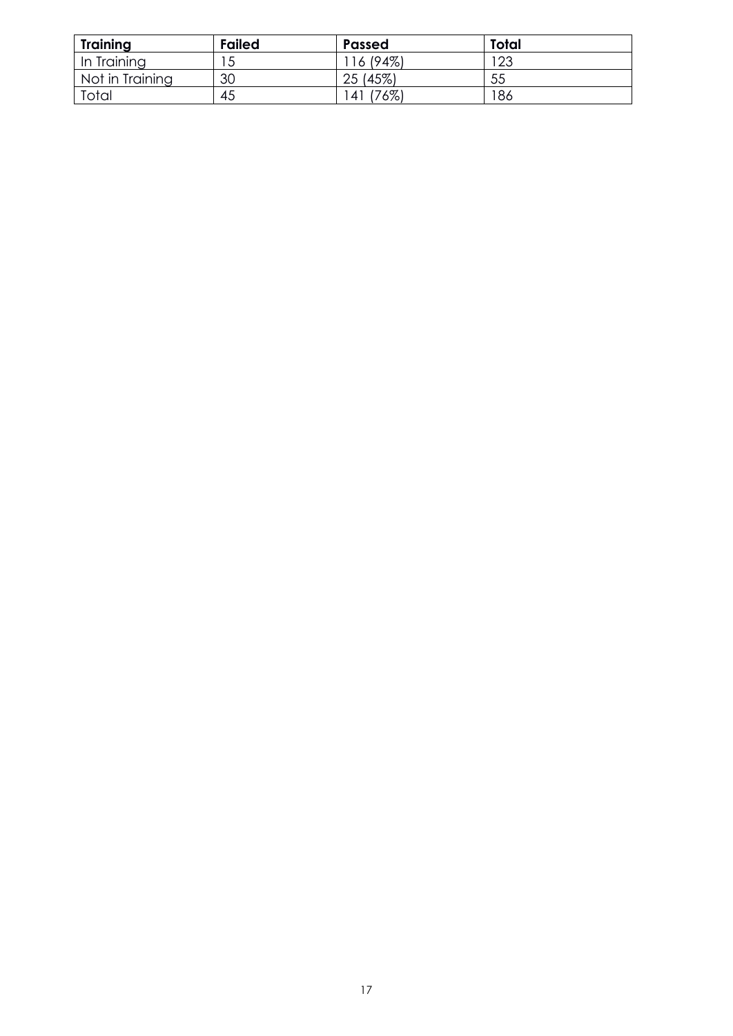| **Training** | **Failed** | **Passed** | **Total** |
| --- | --- | --- | --- |
| In Training | 15 | 116 (94%) | 123 |
| Not in Training | 30 | 25 (45%) | 55 |
| Total | 45 | 141 (76%) | 186 |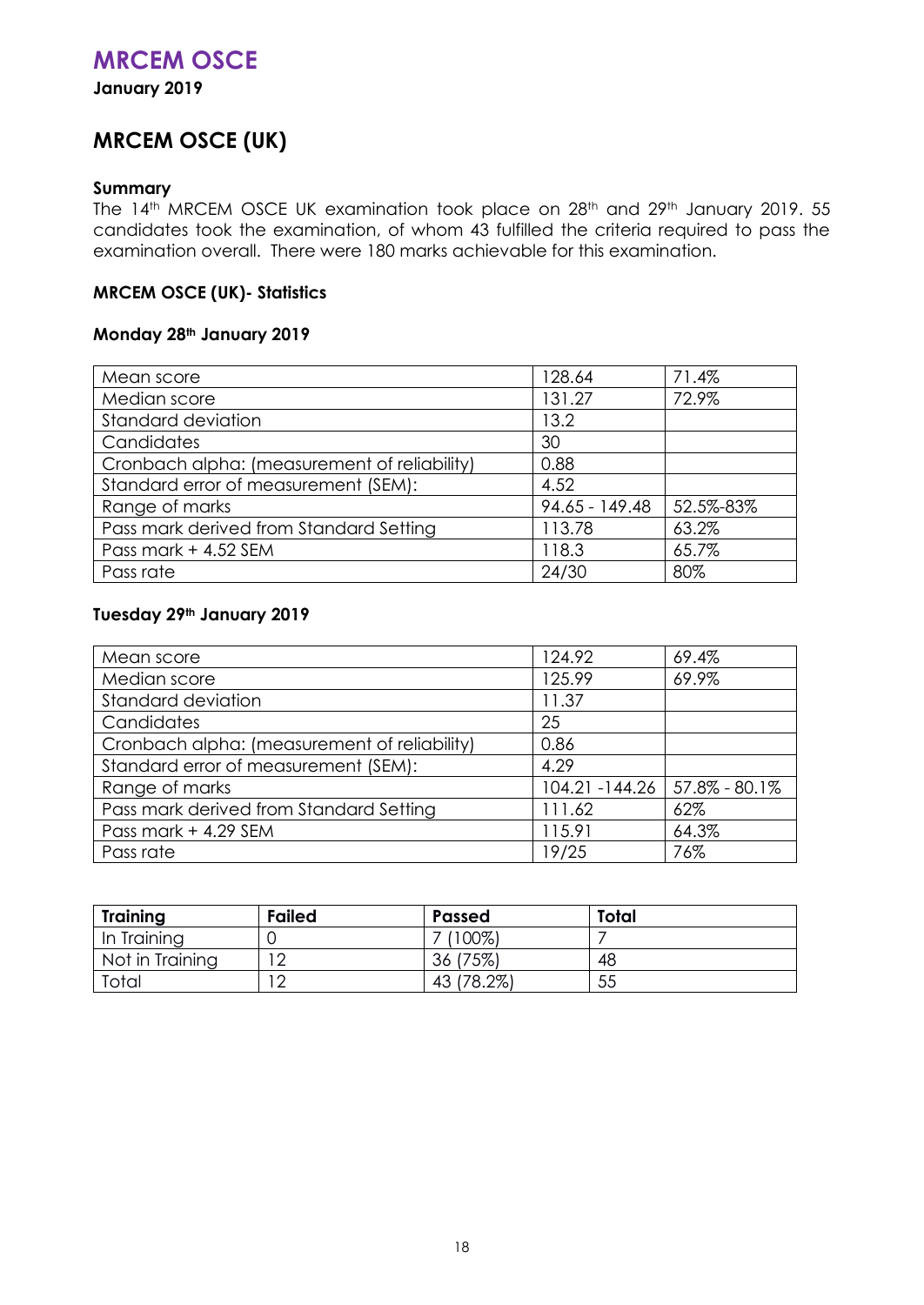# MRCEM OSCE

**January 2019**

## MRCEM OSCE (UK)

### Summary

The 14th MRCEM OSCE UK examination took place on 28th and 29th January 2019. 55 candidates took the examination, of whom 43 fulfilled the criteria required to pass the examination overall. There were 180 marks achievable for this examination.

### MRCEM OSCE (UK)- Statistics

#### Monday 28th January 2019

| | | |
|---|---|---|
| Mean score | 128.64 | 71.4% |
| Median score | 131.27 | 72.9% |
| Standard deviation | 13.2 | |
| Candidates | 30 | |
| Cronbach alpha: (measurement of reliability) | 0.88 | |
| Standard error of measurement (SEM): | 4.52 | |
| Range of marks | 94.65 - 149.48 | 52.5%-83% |
| Pass mark derived from Standard Setting | 113.78 | 63.2% |
| Pass mark + 4.52 SEM | 118.3 | 65.7% |
| Pass rate | 24/30 | 80% |

#### Tuesday 29th January 2019

| | | |
|---|---|---|
| Mean score | 124.92 | 69.4% |
| Median score | 125.99 | 69.9% |
| Standard deviation | 11.37 | |
| Candidates | 25 | |
| Cronbach alpha: (measurement of reliability) | 0.86 | |
| Standard error of measurement (SEM): | 4.29 | |
| Range of marks | 104.21 -144.26 | 57.8% - 80.1% |
| Pass mark derived from Standard Setting | 111.62 | 62% |
| Pass mark + 4.29 SEM | 115.91 | 64.3% |
| Pass rate | 19/25 | 76% |

| Training | Failed | Passed | Total |
|---|---|---|---|
| In Training | 0 | 7 (100%) | 7 |
| Not in Training | 12 | 36 (75%) | 48 |
| Total | 12 | 43 (78.2%) | 55 |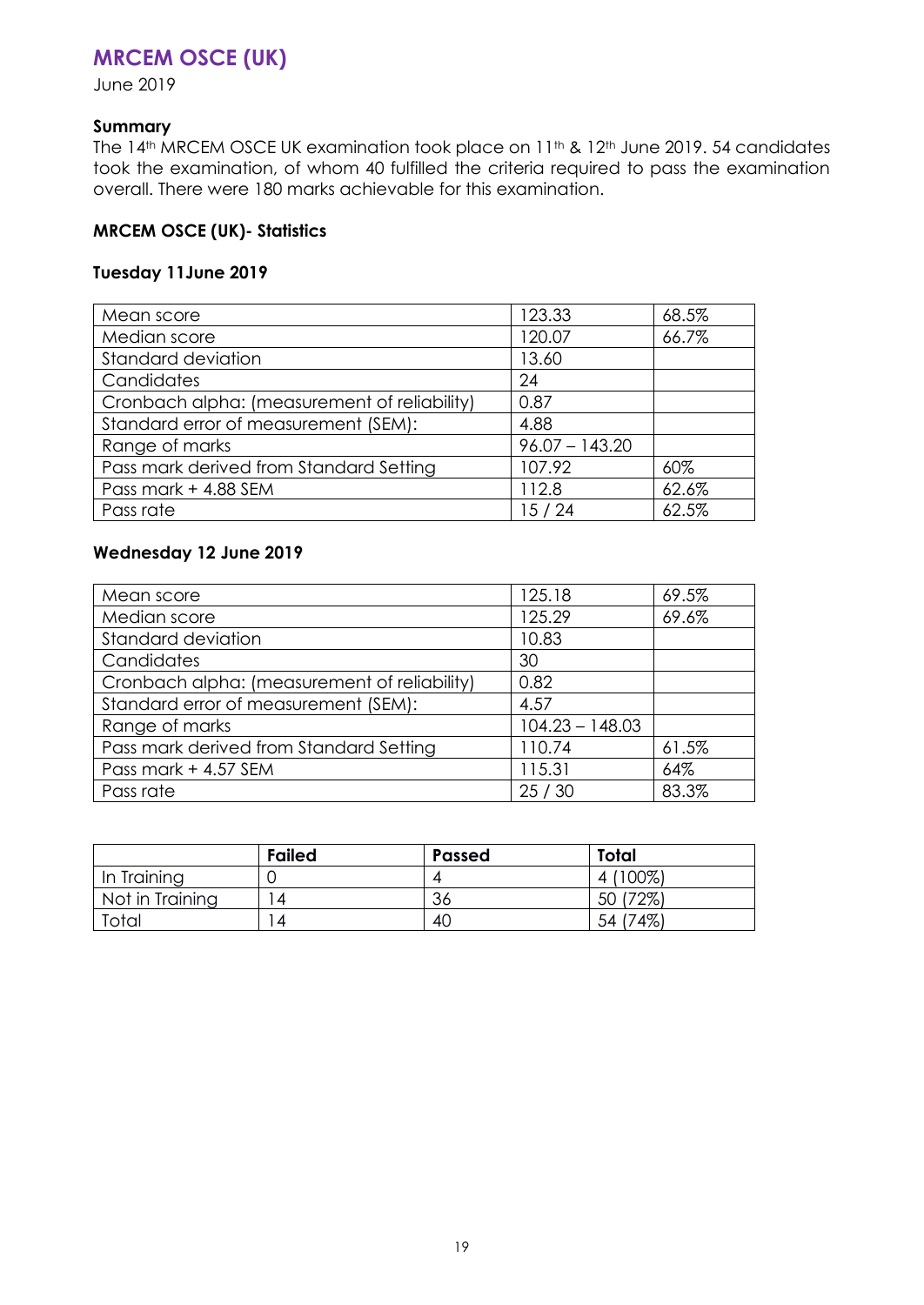## MRCEM OSCE (UK)

June 2019

### Summary

The 14th MRCEM OSCE UK examination took place on 11th & 12th June 2019. 54 candidates took the examination, of whom 40 fulfilled the criteria required to pass the examination overall. There were 180 marks achievable for this examination.

### MRCEM OSCE (UK)- Statistics

#### Tuesday 11June 2019

| | | |
|---|---|---|
| Mean score | 123.33 | 68.5% |
| Median score | 120.07 | 66.7% |
| Standard deviation | 13.60 | |
| Candidates | 24 | |
| Cronbach alpha: (measurement of reliability) | 0.87 | |
| Standard error of measurement (SEM): | 4.88 | |
| Range of marks | 96.07 – 143.20 | |
| Pass mark derived from Standard Setting | 107.92 | 60% |
| Pass mark + 4.88 SEM | 112.8 | 62.6% |
| Pass rate | 15 / 24 | 62.5% |

#### Wednesday 12 June 2019

| | | |
|---|---|---|
| Mean score | 125.18 | 69.5% |
| Median score | 125.29 | 69.6% |
| Standard deviation | 10.83 | |
| Candidates | 30 | |
| Cronbach alpha: (measurement of reliability) | 0.82 | |
| Standard error of measurement (SEM): | 4.57 | |
| Range of marks | 104.23 – 148.03 | |
| Pass mark derived from Standard Setting | 110.74 | 61.5% |
| Pass mark + 4.57 SEM | 115.31 | 64% |
| Pass rate | 25 / 30 | 83.3% |

| | **Failed** | **Passed** | **Total** |
|---|---|---|---|
| In Training | 0 | 4 | 4 (100%) |
| Not in Training | 14 | 36 | 50 (72%) |
| Total | 14 | 40 | 54 (74%) |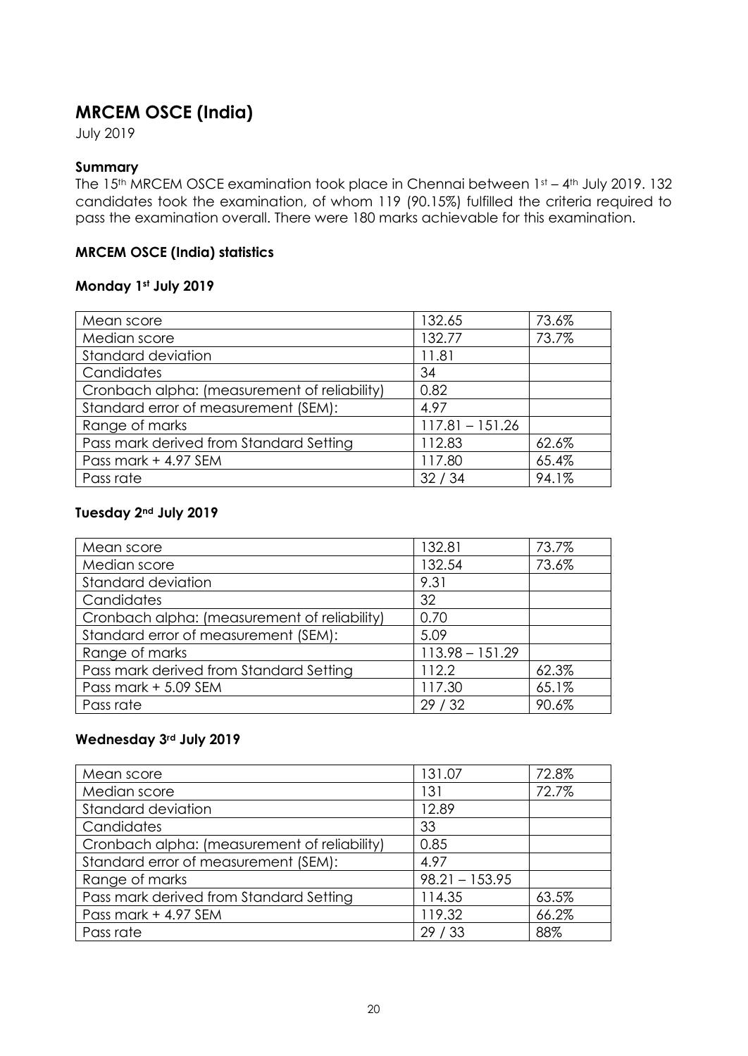# MRCEM OSCE (India)

July 2019

### Summary

The 15th MRCEM OSCE examination took place in Chennai between 1st – 4th July 2019. 132 candidates took the examination, of whom 119 (90.15%) fulfilled the criteria required to pass the examination overall. There were 180 marks achievable for this examination.

### MRCEM OSCE (India) statistics

### Monday 1st July 2019

| | | |
|---|---|---|
| Mean score | 132.65 | 73.6% |
| Median score | 132.77 | 73.7% |
| Standard deviation | 11.81 | |
| Candidates | 34 | |
| Cronbach alpha: (measurement of reliability) | 0.82 | |
| Standard error of measurement (SEM): | 4.97 | |
| Range of marks | 117.81 – 151.26 | |
| Pass mark derived from Standard Setting | 112.83 | 62.6% |
| Pass mark + 4.97 SEM | 117.80 | 65.4% |
| Pass rate | 32 / 34 | 94.1% |

### Tuesday 2nd July 2019

| | | |
|---|---|---|
| Mean score | 132.81 | 73.7% |
| Median score | 132.54 | 73.6% |
| Standard deviation | 9.31 | |
| Candidates | 32 | |
| Cronbach alpha: (measurement of reliability) | 0.70 | |
| Standard error of measurement (SEM): | 5.09 | |
| Range of marks | 113.98 – 151.29 | |
| Pass mark derived from Standard Setting | 112.2 | 62.3% |
| Pass mark + 5.09 SEM | 117.30 | 65.1% |
| Pass rate | 29 / 32 | 90.6% |

### Wednesday 3rd July 2019

| | | |
|---|---|---|
| Mean score | 131.07 | 72.8% |
| Median score | 131 | 72.7% |
| Standard deviation | 12.89 | |
| Candidates | 33 | |
| Cronbach alpha: (measurement of reliability) | 0.85 | |
| Standard error of measurement (SEM): | 4.97 | |
| Range of marks | 98.21 – 153.95 | |
| Pass mark derived from Standard Setting | 114.35 | 63.5% |
| Pass mark + 4.97 SEM | 119.32 | 66.2% |
| Pass rate | 29 / 33 | 88% |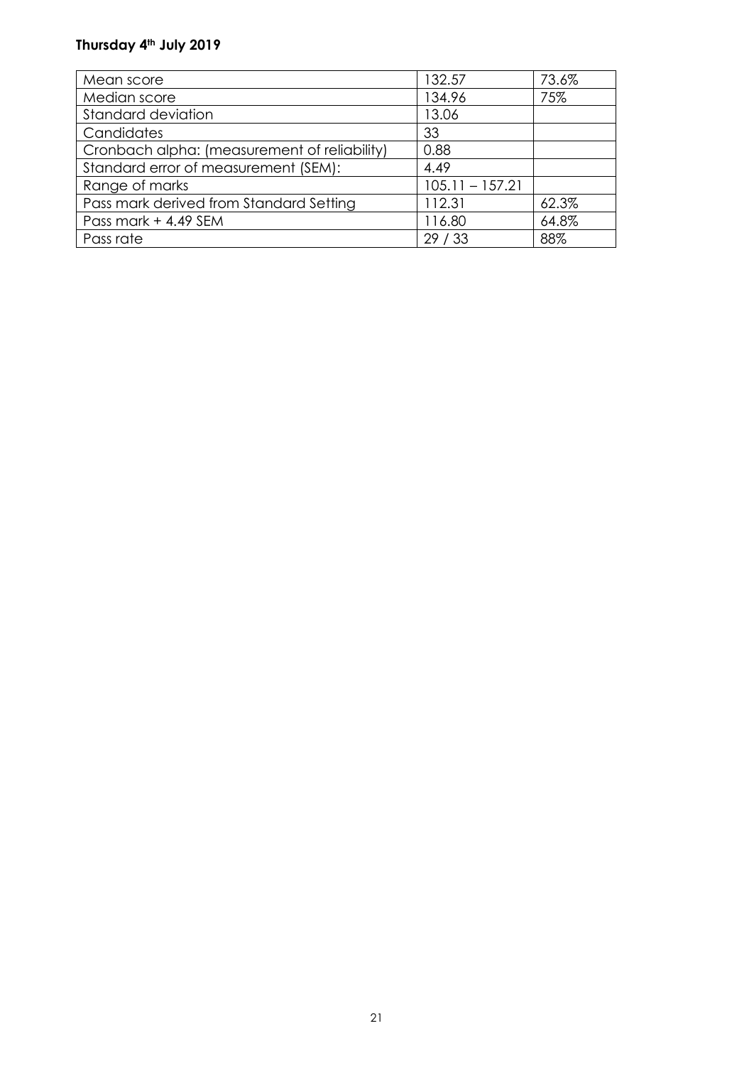**Thursday 4th July 2019**

| Mean score | 132.57 | 73.6% |
|---|---|---|
| Median score | 134.96 | 75% |
| Standard deviation | 13.06 | |
| Candidates | 33 | |
| Cronbach alpha: (measurement of reliability) | 0.88 | |
| Standard error of measurement (SEM): | 4.49 | |
| Range of marks | 105.11 – 157.21 | |
| Pass mark derived from Standard Setting | 112.31 | 62.3% |
| Pass mark + 4.49 SEM | 116.80 | 64.8% |
| Pass rate | 29 / 33 | 88% |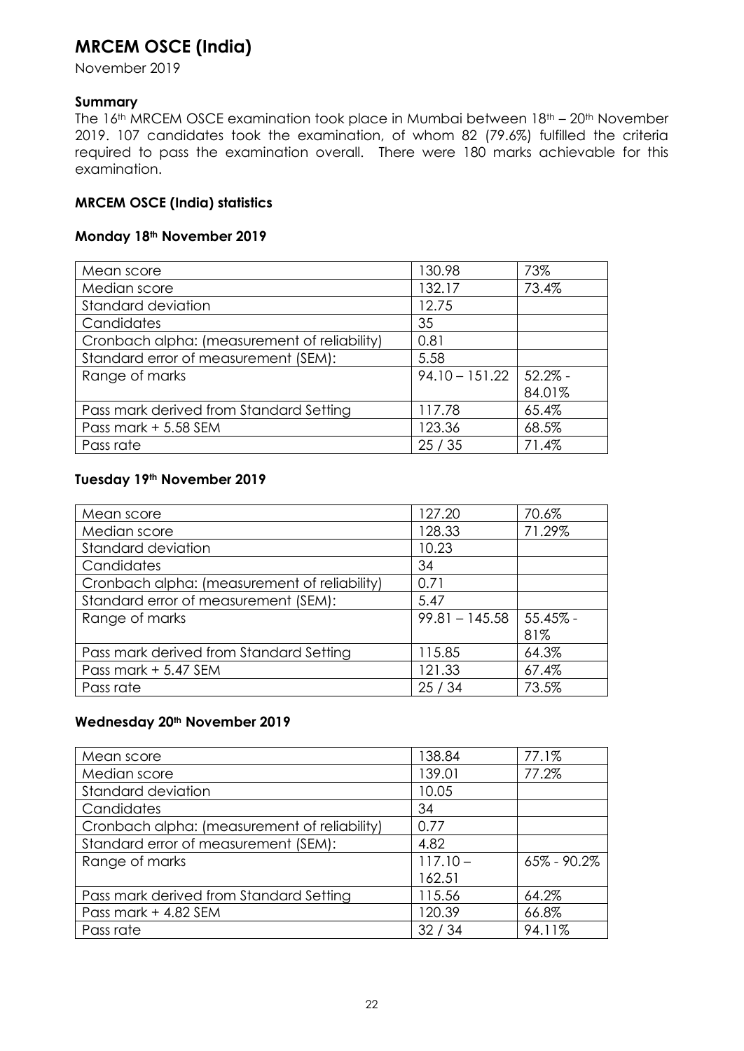# MRCEM OSCE (India)

November 2019

### Summary

The 16th MRCEM OSCE examination took place in Mumbai between 18th – 20th November 2019. 107 candidates took the examination, of whom 82 (79.6%) fulfilled the criteria required to pass the examination overall. There were 180 marks achievable for this examination.

### MRCEM OSCE (India) statistics

### Monday 18th November 2019

| | | |
|---|---|---|
| Mean score | 130.98 | 73% |
| Median score | 132.17 | 73.4% |
| Standard deviation | 12.75 | |
| Candidates | 35 | |
| Cronbach alpha: (measurement of reliability) | 0.81 | |
| Standard error of measurement (SEM): | 5.58 | |
| Range of marks | 94.10 – 151.22 | 52.2% - 84.01% |
| Pass mark derived from Standard Setting | 117.78 | 65.4% |
| Pass mark + 5.58 SEM | 123.36 | 68.5% |
| Pass rate | 25 / 35 | 71.4% |

### Tuesday 19th November 2019

| | | |
|---|---|---|
| Mean score | 127.20 | 70.6% |
| Median score | 128.33 | 71.29% |
| Standard deviation | 10.23 | |
| Candidates | 34 | |
| Cronbach alpha: (measurement of reliability) | 0.71 | |
| Standard error of measurement (SEM): | 5.47 | |
| Range of marks | 99.81 – 145.58 | 55.45% - 81% |
| Pass mark derived from Standard Setting | 115.85 | 64.3% |
| Pass mark + 5.47 SEM | 121.33 | 67.4% |
| Pass rate | 25 / 34 | 73.5% |

### Wednesday 20th November 2019

| | | |
|---|---|---|
| Mean score | 138.84 | 77.1% |
| Median score | 139.01 | 77.2% |
| Standard deviation | 10.05 | |
| Candidates | 34 | |
| Cronbach alpha: (measurement of reliability) | 0.77 | |
| Standard error of measurement (SEM): | 4.82 | |
| Range of marks | 117.10 – 162.51 | 65% - 90.2% |
| Pass mark derived from Standard Setting | 115.56 | 64.2% |
| Pass mark + 4.82 SEM | 120.39 | 66.8% |
| Pass rate | 32 / 34 | 94.11% |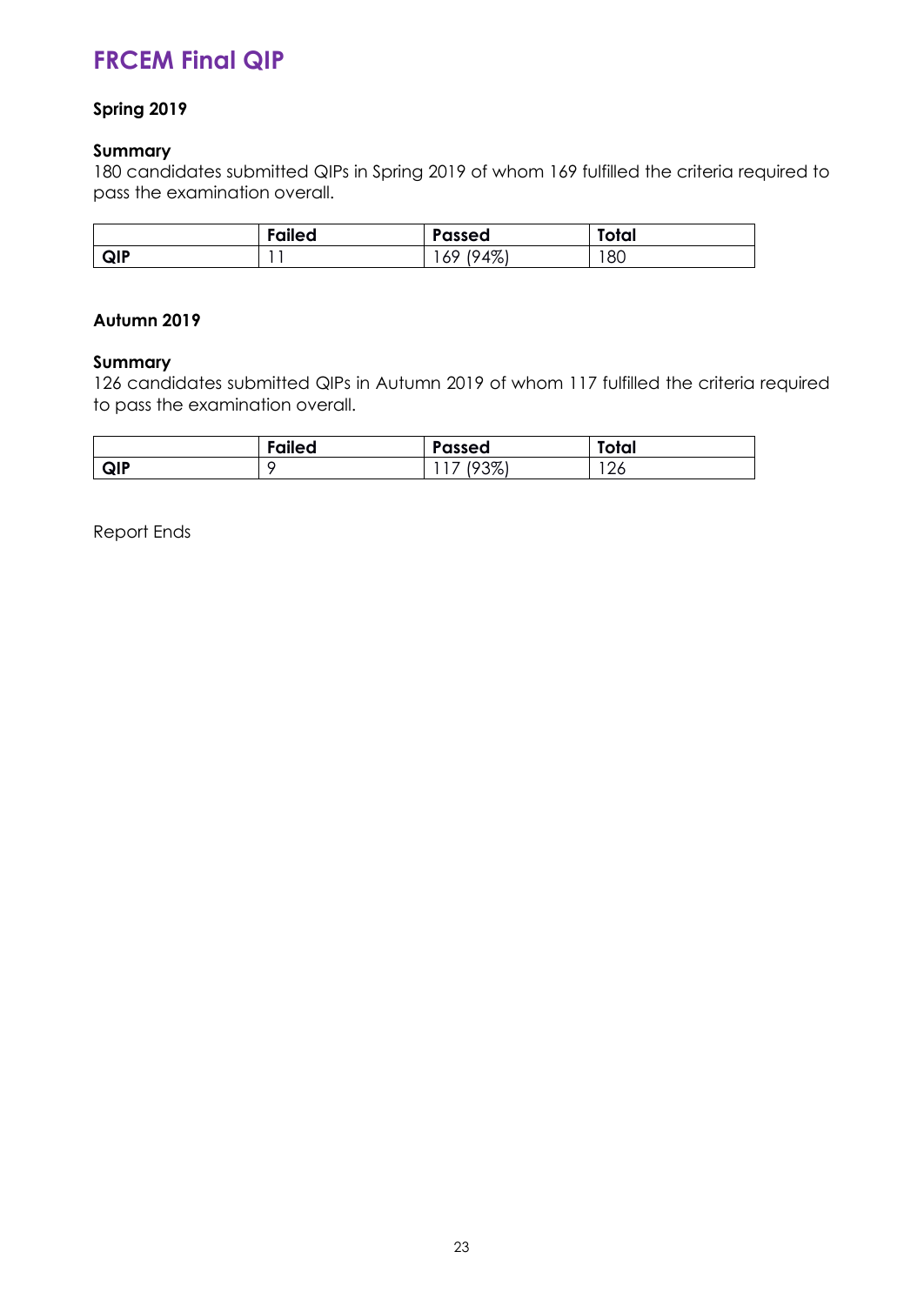# FRCEM Final QIP

### Spring 2019

**Summary**
180 candidates submitted QIPs in Spring 2019 of whom 169 fulfilled the criteria required to pass the examination overall.

| | Failed | Passed | Total |
|---|---|---|---|
| **QIP** | 11 | 169 (94%) | 180 |

### Autumn 2019

**Summary**
126 candidates submitted QIPs in Autumn 2019 of whom 117 fulfilled the criteria required to pass the examination overall.

| | Failed | Passed | Total |
|---|---|---|---|
| **QIP** | 9 | 117 (93%) | 126 |

Report Ends